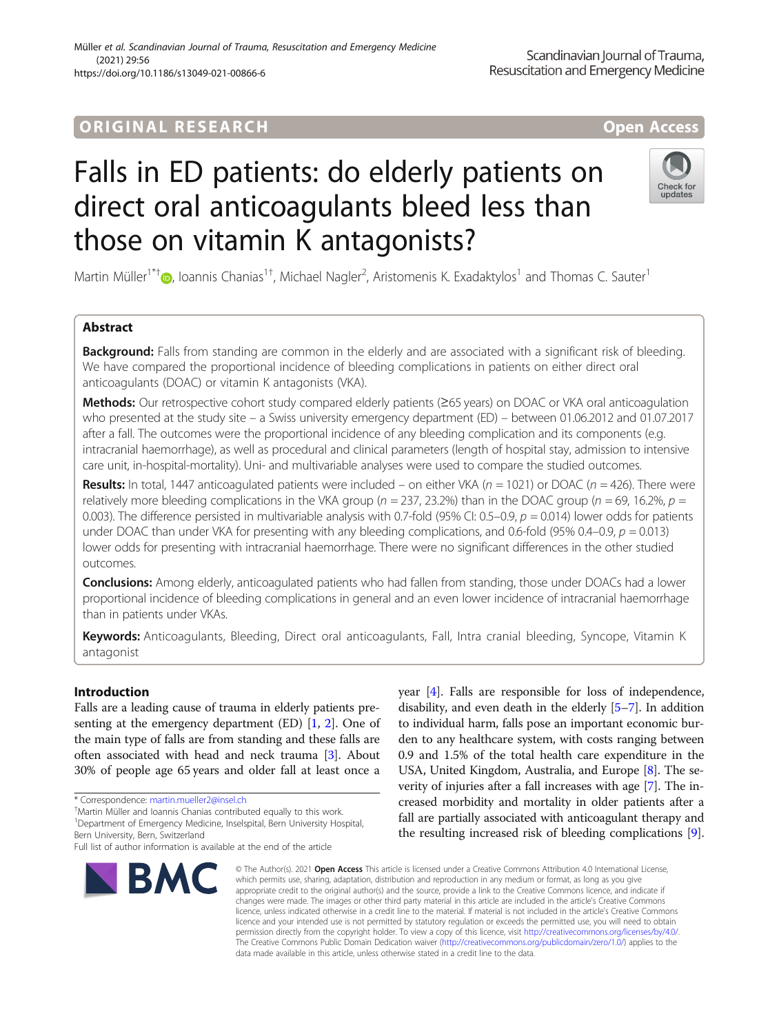ORIGINAL RESEARCH

Open Access

# Falls in ED patients: do elderly patients on direct oral anticoagulants bleed less than those on vitamin K antagonists?

Martin Müller[1*†], Ioannis Chanias[1†], Michael Nagler[2], Aristomenis K. Exadaktylos[1] and Thomas C. Sauter[1]

## Abstract

**Background:** Falls from standing are common in the elderly and are associated with a significant risk of bleeding. We have compared the proportional incidence of bleeding complications in patients on either direct oral anticoagulants (DOAC) or vitamin K antagonists (VKA).

**Methods:** Our retrospective cohort study compared elderly patients (≥65 years) on DOAC or VKA oral anticoagulation who presented at the study site – a Swiss university emergency department (ED) – between 01.06.2012 and 01.07.2017 after a fall. The outcomes were the proportional incidence of any bleeding complication and its components (e.g. intracranial haemorrhage), as well as procedural and clinical parameters (length of hospital stay, admission to intensive care unit, in-hospital-mortality). Uni- and multivariable analyses were used to compare the studied outcomes.

**Results:** In total, 1447 anticoagulated patients were included – on either VKA ($n = 1021$) or DOAC ($n = 426$). There were relatively more bleeding complications in the VKA group ($n = 237$, 23.2%) than in the DOAC group ($n = 69$, 16.2%, $p = 0.003$). The difference persisted in multivariable analysis with 0.7-fold (95% CI: 0.5–0.9, $p = 0.014$) lower odds for patients under DOAC than under VKA for presenting with any bleeding complications, and 0.6-fold (95% 0.4–0.9, $p = 0.013$) lower odds for presenting with intracranial haemorrhage. There were no significant differences in the other studied outcomes.

**Conclusions:** Among elderly, anticoagulated patients who had fallen from standing, those under DOACs had a lower proportional incidence of bleeding complications in general and an even lower incidence of intracranial haemorrhage than in patients under VKAs.

**Keywords:** Anticoagulants, Bleeding, Direct oral anticoagulants, Fall, Intra cranial bleeding, Syncope, Vitamin K antagonist

## Introduction

Falls are a leading cause of trauma in elderly patients presenting at the emergency department (ED) [1, 2]. One of the main type of falls are from standing and these falls are often associated with head and neck trauma [3]. About 30% of people age 65 years and older fall at least once a year [4]. Falls are responsible for loss of independence, disability, and even death in the elderly [5–7]. In addition to individual harm, falls pose an important economic burden to any healthcare system, with costs ranging between 0.9 and 1.5% of the total health care expenditure in the USA, United Kingdom, Australia, and Europe [8]. The severity of injuries after a fall increases with age [7]. The increased morbidity and mortality in older patients after a fall are partially associated with anticoagulant therapy and the resulting increased risk of bleeding complications [9].

\* Correspondence: martin.mueller2@insel.ch

†Martin Müller and Ioannis Chanias contributed equally to this work.

[1]Department of Emergency Medicine, Inselspital, Bern University Hospital, Bern University, Bern, Switzerland

Full list of author information is available at the end of the article

© The Author(s). 2021 **Open Access** This article is licensed under a Creative Commons Attribution 4.0 International License, which permits use, sharing, adaptation, distribution and reproduction in any medium or format, as long as you give appropriate credit to the original author(s) and the source, provide a link to the Creative Commons licence, and indicate if changes were made. The images or other third party material in this article are included in the article's Creative Commons licence, unless indicated otherwise in a credit line to the material. If material is not included in the article's Creative Commons licence and your intended use is not permitted by statutory regulation or exceeds the permitted use, you will need to obtain permission directly from the copyright holder. To view a copy of this licence, visit http://creativecommons.org/licenses/by/4.0/. The Creative Commons Public Domain Dedication waiver (http://creativecommons.org/publicdomain/zero/1.0/) applies to the data made available in this article, unless otherwise stated in a credit line to the data.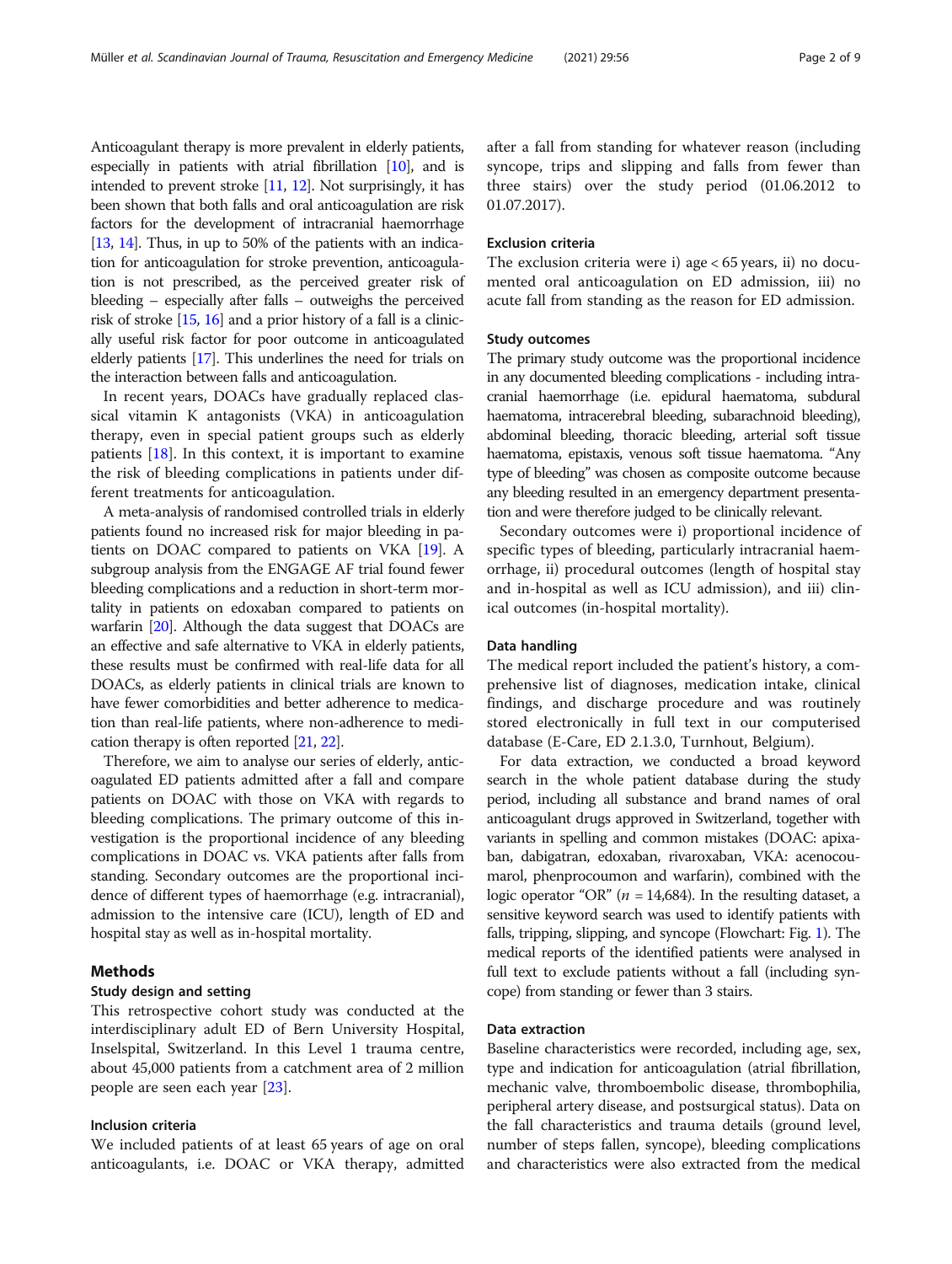Anticoagulant therapy is more prevalent in elderly patients, especially in patients with atrial fibrillation [10], and is intended to prevent stroke [11, 12]. Not surprisingly, it has been shown that both falls and oral anticoagulation are risk factors for the development of intracranial haemorrhage [13, 14]. Thus, in up to 50% of the patients with an indication for anticoagulation for stroke prevention, anticoagulation is not prescribed, as the perceived greater risk of bleeding – especially after falls – outweighs the perceived risk of stroke [15, 16] and a prior history of a fall is a clinically useful risk factor for poor outcome in anticoagulated elderly patients [17]. This underlines the need for trials on the interaction between falls and anticoagulation.

In recent years, DOACs have gradually replaced classical vitamin K antagonists (VKA) in anticoagulation therapy, even in special patient groups such as elderly patients [18]. In this context, it is important to examine the risk of bleeding complications in patients under different treatments for anticoagulation.

A meta-analysis of randomised controlled trials in elderly patients found no increased risk for major bleeding in patients on DOAC compared to patients on VKA [19]. A subgroup analysis from the ENGAGE AF trial found fewer bleeding complications and a reduction in short-term mortality in patients on edoxaban compared to patients on warfarin [20]. Although the data suggest that DOACs are an effective and safe alternative to VKA in elderly patients, these results must be confirmed with real-life data for all DOACs, as elderly patients in clinical trials are known to have fewer comorbidities and better adherence to medication than real-life patients, where non-adherence to medication therapy is often reported [21, 22].

Therefore, we aim to analyse our series of elderly, anticoagulated ED patients admitted after a fall and compare patients on DOAC with those on VKA with regards to bleeding complications. The primary outcome of this investigation is the proportional incidence of any bleeding complications in DOAC vs. VKA patients after falls from standing. Secondary outcomes are the proportional incidence of different types of haemorrhage (e.g. intracranial), admission to the intensive care (ICU), length of ED and hospital stay as well as in-hospital mortality.

## Methods

### Study design and setting

This retrospective cohort study was conducted at the interdisciplinary adult ED of Bern University Hospital, Inselspital, Switzerland. In this Level 1 trauma centre, about 45,000 patients from a catchment area of 2 million people are seen each year [23].

### Inclusion criteria

We included patients of at least 65 years of age on oral anticoagulants, i.e. DOAC or VKA therapy, admitted after a fall from standing for whatever reason (including syncope, trips and slipping and falls from fewer than three stairs) over the study period (01.06.2012 to 01.07.2017).

### Exclusion criteria

The exclusion criteria were i) age < 65 years, ii) no documented oral anticoagulation on ED admission, iii) no acute fall from standing as the reason for ED admission.

### Study outcomes

The primary study outcome was the proportional incidence in any documented bleeding complications - including intracranial haemorrhage (i.e. epidural haematoma, subdural haematoma, intracerebral bleeding, subarachnoid bleeding), abdominal bleeding, thoracic bleeding, arterial soft tissue haematoma, epistaxis, venous soft tissue haematoma. "Any type of bleeding" was chosen as composite outcome because any bleeding resulted in an emergency department presentation and were therefore judged to be clinically relevant.

Secondary outcomes were i) proportional incidence of specific types of bleeding, particularly intracranial haemorrhage, ii) procedural outcomes (length of hospital stay and in-hospital as well as ICU admission), and iii) clinical outcomes (in-hospital mortality).

### Data handling

The medical report included the patient's history, a comprehensive list of diagnoses, medication intake, clinical findings, and discharge procedure and was routinely stored electronically in full text in our computerised database (E-Care, ED 2.1.3.0, Turnhout, Belgium).

For data extraction, we conducted a broad keyword search in the whole patient database during the study period, including all substance and brand names of oral anticoagulant drugs approved in Switzerland, together with variants in spelling and common mistakes (DOAC: apixaban, dabigatran, edoxaban, rivaroxaban, VKA: acenocoumarol, phenprocoumon and warfarin), combined with the logic operator "OR" ($n$ = 14,684). In the resulting dataset, a sensitive keyword search was used to identify patients with falls, tripping, slipping, and syncope (Flowchart: Fig. 1). The medical reports of the identified patients were analysed in full text to exclude patients without a fall (including syncope) from standing or fewer than 3 stairs.

### Data extraction

Baseline characteristics were recorded, including age, sex, type and indication for anticoagulation (atrial fibrillation, mechanic valve, thromboembolic disease, thrombophilia, peripheral artery disease, and postsurgical status). Data on the fall characteristics and trauma details (ground level, number of steps fallen, syncope), bleeding complications and characteristics were also extracted from the medical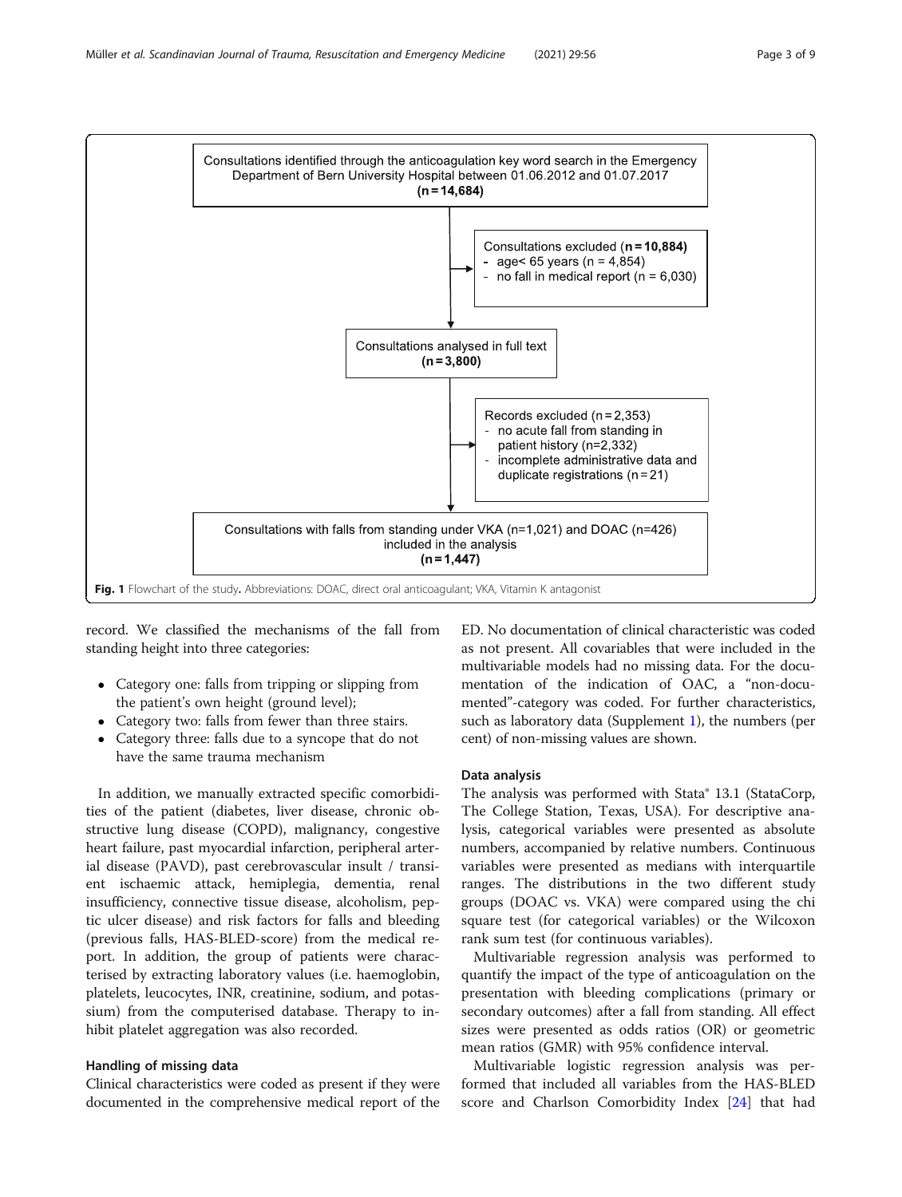Consultations identified through the anticoagulation key word search in the Emergency Department of Bern University Hospital between 01.06.2012 and 01.07.2017 **(n = 14,684)**

Consultations excluded (**n = 10,884**)
- age< 65 years (n = 4,854)
- no fall in medical report (n = 6,030)

Consultations analysed in full text **(n = 3,800)**

Records excluded (n = 2,353)
- no acute fall from standing in patient history (n=2,332)
- incomplete administrative data and duplicate registrations (n = 21)

Consultations with falls from standing under VKA (n=1,021) and DOAC (n=426) included in the analysis **(n = 1,447)**

**Fig. 1** Flowchart of the study**.** Abbreviations: DOAC, direct oral anticoagulant; VKA, Vitamin K antagonist

record. We classified the mechanisms of the fall from standing height into three categories:

- Category one: falls from tripping or slipping from the patient's own height (ground level);
- Category two: falls from fewer than three stairs.
- Category three: falls due to a syncope that do not have the same trauma mechanism

In addition, we manually extracted specific comorbidities of the patient (diabetes, liver disease, chronic obstructive lung disease (COPD), malignancy, congestive heart failure, past myocardial infarction, peripheral arterial disease (PAVD), past cerebrovascular insult / transient ischaemic attack, hemiplegia, dementia, renal insufficiency, connective tissue disease, alcoholism, peptic ulcer disease) and risk factors for falls and bleeding (previous falls, HAS-BLED-score) from the medical report. In addition, the group of patients were characterised by extracting laboratory values (i.e. haemoglobin, platelets, leucocytes, INR, creatinine, sodium, and potassium) from the computerised database. Therapy to inhibit platelet aggregation was also recorded.

### Handling of missing data

Clinical characteristics were coded as present if they were documented in the comprehensive medical report of the ED. No documentation of clinical characteristic was coded as not present. All covariables that were included in the multivariable models had no missing data. For the documentation of the indication of OAC, a "non-documented"-category was coded. For further characteristics, such as laboratory data (Supplement 1), the numbers (per cent) of non-missing values are shown.

### Data analysis

The analysis was performed with Stata® 13.1 (StataCorp, The College Station, Texas, USA). For descriptive analysis, categorical variables were presented as absolute numbers, accompanied by relative numbers. Continuous variables were presented as medians with interquartile ranges. The distributions in the two different study groups (DOAC vs. VKA) were compared using the chi square test (for categorical variables) or the Wilcoxon rank sum test (for continuous variables).

Multivariable regression analysis was performed to quantify the impact of the type of anticoagulation on the presentation with bleeding complications (primary or secondary outcomes) after a fall from standing. All effect sizes were presented as odds ratios (OR) or geometric mean ratios (GMR) with 95% confidence interval.

Multivariable logistic regression analysis was performed that included all variables from the HAS-BLED score and Charlson Comorbidity Index [24] that had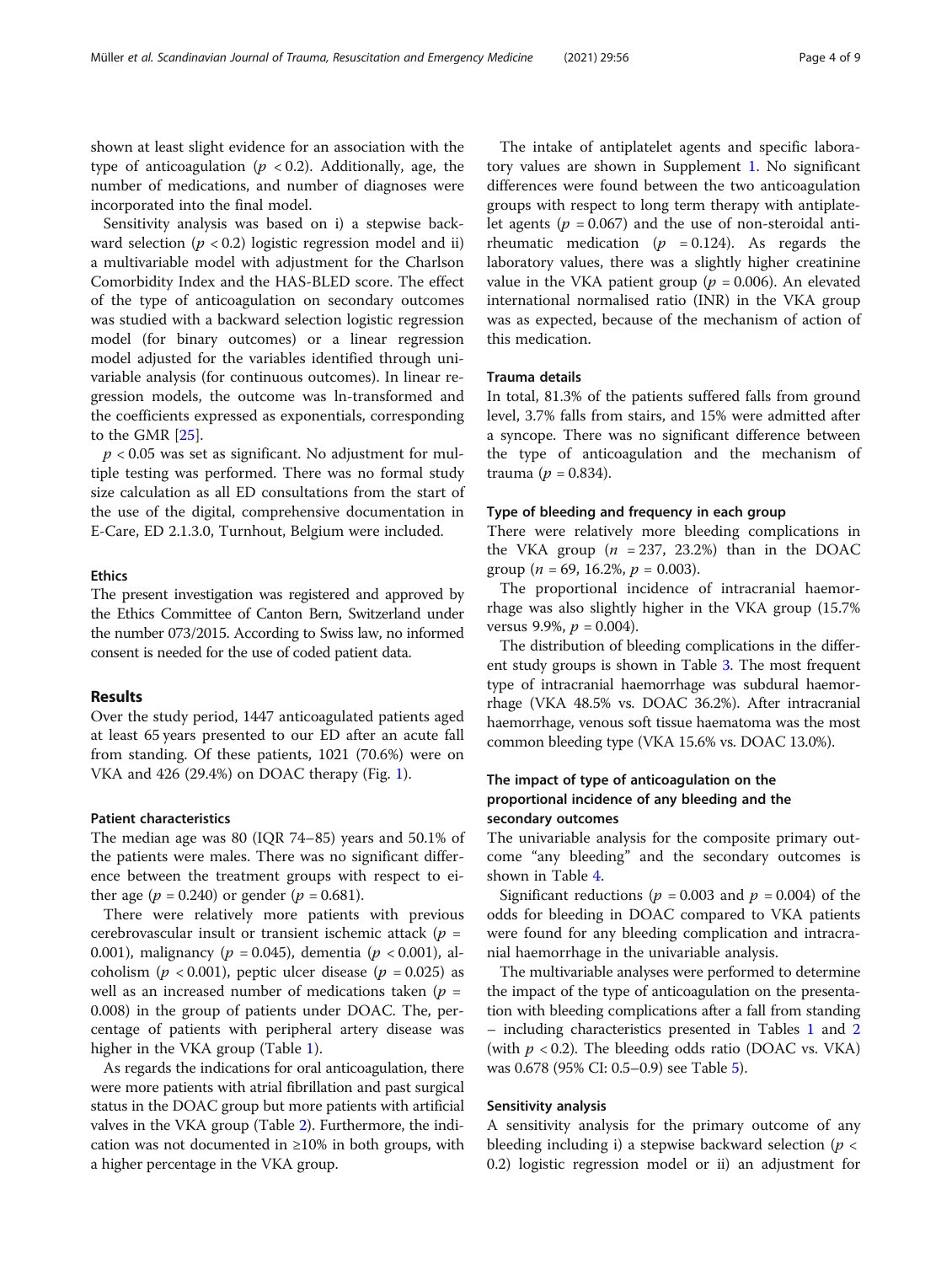shown at least slight evidence for an association with the type of anticoagulation ($p < 0.2$). Additionally, age, the number of medications, and number of diagnoses were incorporated into the final model.

Sensitivity analysis was based on i) a stepwise backward selection ($p < 0.2$) logistic regression model and ii) a multivariable model with adjustment for the Charlson Comorbidity Index and the HAS-BLED score. The effect of the type of anticoagulation on secondary outcomes was studied with a backward selection logistic regression model (for binary outcomes) or a linear regression model adjusted for the variables identified through univariable analysis (for continuous outcomes). In linear regression models, the outcome was ln-transformed and the coefficients expressed as exponentials, corresponding to the GMR [25].

$p < 0.05$ was set as significant. No adjustment for multiple testing was performed. There was no formal study size calculation as all ED consultations from the start of the use of the digital, comprehensive documentation in E-Care, ED 2.1.3.0, Turnhout, Belgium were included.

### Ethics

The present investigation was registered and approved by the Ethics Committee of Canton Bern, Switzerland under the number 073/2015. According to Swiss law, no informed consent is needed for the use of coded patient data.

## Results

Over the study period, 1447 anticoagulated patients aged at least 65 years presented to our ED after an acute fall from standing. Of these patients, 1021 (70.6%) were on VKA and 426 (29.4%) on DOAC therapy (Fig. 1).

### Patient characteristics

The median age was 80 (IQR 74–85) years and 50.1% of the patients were males. There was no significant difference between the treatment groups with respect to either age ($p = 0.240$) or gender ($p = 0.681$).

There were relatively more patients with previous cerebrovascular insult or transient ischemic attack ($p = 0.001$), malignancy ($p = 0.045$), dementia ($p < 0.001$), alcoholism ($p < 0.001$), peptic ulcer disease ($p = 0.025$) as well as an increased number of medications taken ($p = 0.008$) in the group of patients under DOAC. The, percentage of patients with peripheral artery disease was higher in the VKA group (Table 1).

As regards the indications for oral anticoagulation, there were more patients with atrial fibrillation and past surgical status in the DOAC group but more patients with artificial valves in the VKA group (Table 2). Furthermore, the indication was not documented in ≥10% in both groups, with a higher percentage in the VKA group.

The intake of antiplatelet agents and specific laboratory values are shown in Supplement 1. No significant differences were found between the two anticoagulation groups with respect to long term therapy with antiplatelet agents ($p = 0.067$) and the use of non-steroidal antirheumatic medication ($p = 0.124$). As regards the laboratory values, there was a slightly higher creatinine value in the VKA patient group ($p = 0.006$). An elevated international normalised ratio (INR) in the VKA group was as expected, because of the mechanism of action of this medication.

### Trauma details

In total, 81.3% of the patients suffered falls from ground level, 3.7% falls from stairs, and 15% were admitted after a syncope. There was no significant difference between the type of anticoagulation and the mechanism of trauma ($p = 0.834$).

### Type of bleeding and frequency in each group

There were relatively more bleeding complications in the VKA group ($n = 237$, 23.2%) than in the DOAC group ($n = 69$, 16.2%, $p = 0.003$).

The proportional incidence of intracranial haemorrhage was also slightly higher in the VKA group (15.7% versus 9.9%, $p = 0.004$).

The distribution of bleeding complications in the different study groups is shown in Table 3. The most frequent type of intracranial haemorrhage was subdural haemorrhage (VKA 48.5% vs. DOAC 36.2%). After intracranial haemorrhage, venous soft tissue haematoma was the most common bleeding type (VKA 15.6% vs. DOAC 13.0%).

### The impact of type of anticoagulation on the proportional incidence of any bleeding and the secondary outcomes

The univariable analysis for the composite primary outcome "any bleeding" and the secondary outcomes is shown in Table 4.

Significant reductions ($p = 0.003$ and $p = 0.004$) of the odds for bleeding in DOAC compared to VKA patients were found for any bleeding complication and intracranial haemorrhage in the univariable analysis.

The multivariable analyses were performed to determine the impact of the type of anticoagulation on the presentation with bleeding complications after a fall from standing – including characteristics presented in Tables 1 and 2 (with $p < 0.2$). The bleeding odds ratio (DOAC vs. VKA) was 0.678 (95% CI: 0.5–0.9) see Table 5).

### Sensitivity analysis

A sensitivity analysis for the primary outcome of any bleeding including i) a stepwise backward selection ($p < 0.2$) logistic regression model or ii) an adjustment for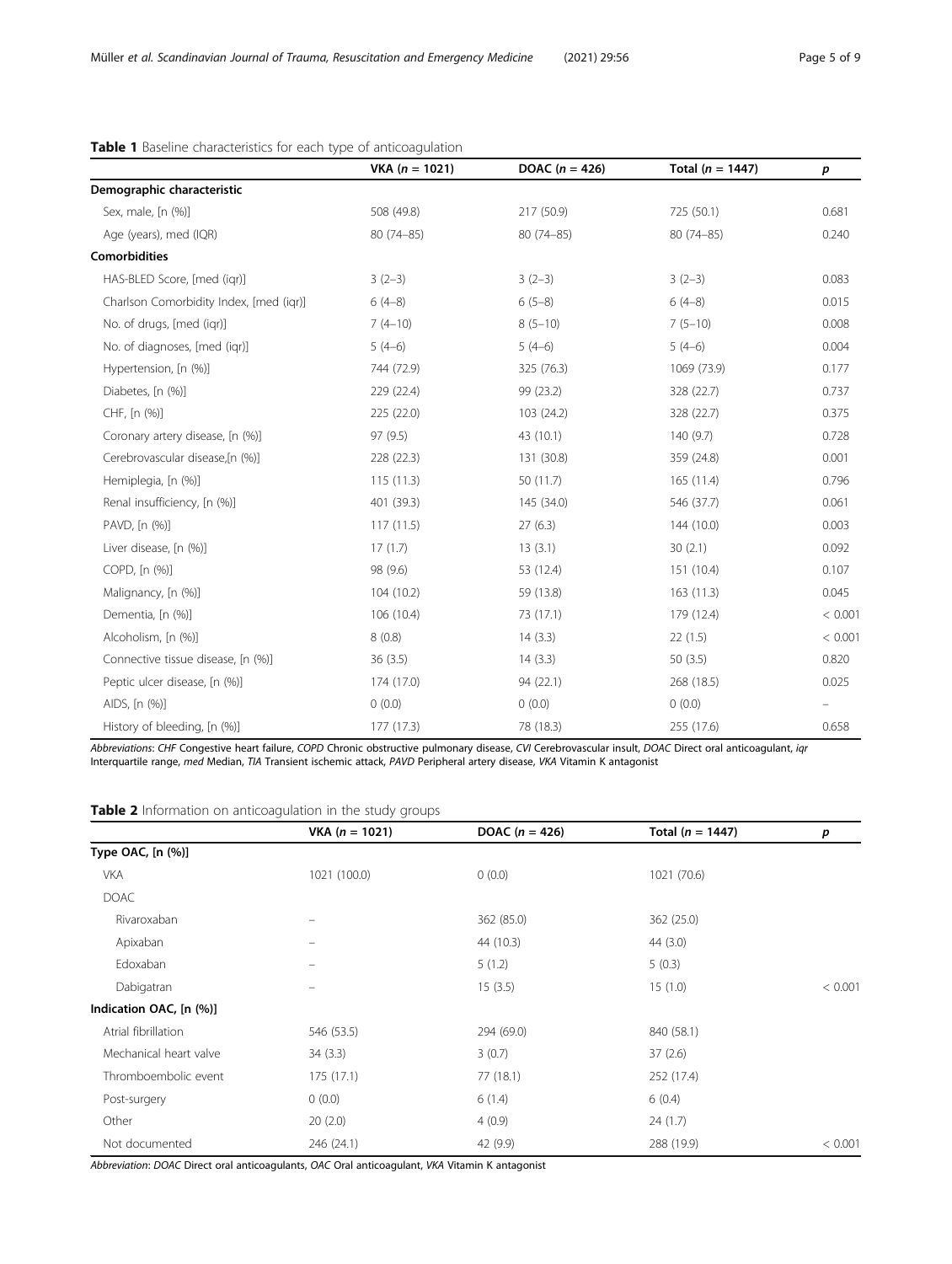**Table 1** Baseline characteristics for each type of anticoagulation

| | VKA (*n* = 1021) | DOAC (*n* = 426) | Total (*n* = 1447) | *p* |
|---|---|---|---|---|
| **Demographic characteristic** | | | | |
| Sex, male, [n (%)] | 508 (49.8) | 217 (50.9) | 725 (50.1) | 0.681 |
| Age (years), med (IQR) | 80 (74–85) | 80 (74–85) | 80 (74–85) | 0.240 |
| **Comorbidities** | | | | |
| HAS-BLED Score, [med (iqr)] | 3 (2–3) | 3 (2–3) | 3 (2–3) | 0.083 |
| Charlson Comorbidity Index, [med (iqr)] | 6 (4–8) | 6 (5–8) | 6 (4–8) | 0.015 |
| No. of drugs, [med (iqr)] | 7 (4–10) | 8 (5–10) | 7 (5–10) | 0.008 |
| No. of diagnoses, [med (iqr)] | 5 (4–6) | 5 (4–6) | 5 (4–6) | 0.004 |
| Hypertension, [n (%)] | 744 (72.9) | 325 (76.3) | 1069 (73.9) | 0.177 |
| Diabetes, [n (%)] | 229 (22.4) | 99 (23.2) | 328 (22.7) | 0.737 |
| CHF, [n (%)] | 225 (22.0) | 103 (24.2) | 328 (22.7) | 0.375 |
| Coronary artery disease, [n (%)] | 97 (9.5) | 43 (10.1) | 140 (9.7) | 0.728 |
| Cerebrovascular disease,[n (%)] | 228 (22.3) | 131 (30.8) | 359 (24.8) | 0.001 |
| Hemiplegia, [n (%)] | 115 (11.3) | 50 (11.7) | 165 (11.4) | 0.796 |
| Renal insufficiency, [n (%)] | 401 (39.3) | 145 (34.0) | 546 (37.7) | 0.061 |
| PAVD, [n (%)] | 117 (11.5) | 27 (6.3) | 144 (10.0) | 0.003 |
| Liver disease, [n (%)] | 17 (1.7) | 13 (3.1) | 30 (2.1) | 0.092 |
| COPD, [n (%)] | 98 (9.6) | 53 (12.4) | 151 (10.4) | 0.107 |
| Malignancy, [n (%)] | 104 (10.2) | 59 (13.8) | 163 (11.3) | 0.045 |
| Dementia, [n (%)] | 106 (10.4) | 73 (17.1) | 179 (12.4) | < 0.001 |
| Alcoholism, [n (%)] | 8 (0.8) | 14 (3.3) | 22 (1.5) | < 0.001 |
| Connective tissue disease, [n (%)] | 36 (3.5) | 14 (3.3) | 50 (3.5) | 0.820 |
| Peptic ulcer disease, [n (%)] | 174 (17.0) | 94 (22.1) | 268 (18.5) | 0.025 |
| AIDS, [n (%)] | 0 (0.0) | 0 (0.0) | 0 (0.0) | – |
| History of bleeding, [n (%)] | 177 (17.3) | 78 (18.3) | 255 (17.6) | 0.658 |

*Abbreviations*: *CHF* Congestive heart failure, *COPD* Chronic obstructive pulmonary disease, *CVI* Cerebrovascular insult, *DOAC* Direct oral anticoagulant, *iqr* Interquartile range, *med* Median, *TIA* Transient ischemic attack, *PAVD* Peripheral artery disease, *VKA* Vitamin K antagonist

**Table 2** Information on anticoagulation in the study groups

| | VKA (*n* = 1021) | DOAC (*n* = 426) | Total (*n* = 1447) | *p* |
|---|---|---|---|---|
| **Type OAC, [n (%)]** | | | | |
| VKA | 1021 (100.0) | 0 (0.0) | 1021 (70.6) | |
| DOAC | | | | |
| Rivaroxaban | – | 362 (85.0) | 362 (25.0) | |
| Apixaban | – | 44 (10.3) | 44 (3.0) | |
| Edoxaban | – | 5 (1.2) | 5 (0.3) | |
| Dabigatran | – | 15 (3.5) | 15 (1.0) | < 0.001 |
| **Indication OAC, [n (%)]** | | | | |
| Atrial fibrillation | 546 (53.5) | 294 (69.0) | 840 (58.1) | |
| Mechanical heart valve | 34 (3.3) | 3 (0.7) | 37 (2.6) | |
| Thromboembolic event | 175 (17.1) | 77 (18.1) | 252 (17.4) | |
| Post-surgery | 0 (0.0) | 6 (1.4) | 6 (0.4) | |
| Other | 20 (2.0) | 4 (0.9) | 24 (1.7) | |
| Not documented | 246 (24.1) | 42 (9.9) | 288 (19.9) | < 0.001 |

*Abbreviation*: *DOAC* Direct oral anticoagulants, *OAC* Oral anticoagulant, *VKA* Vitamin K antagonist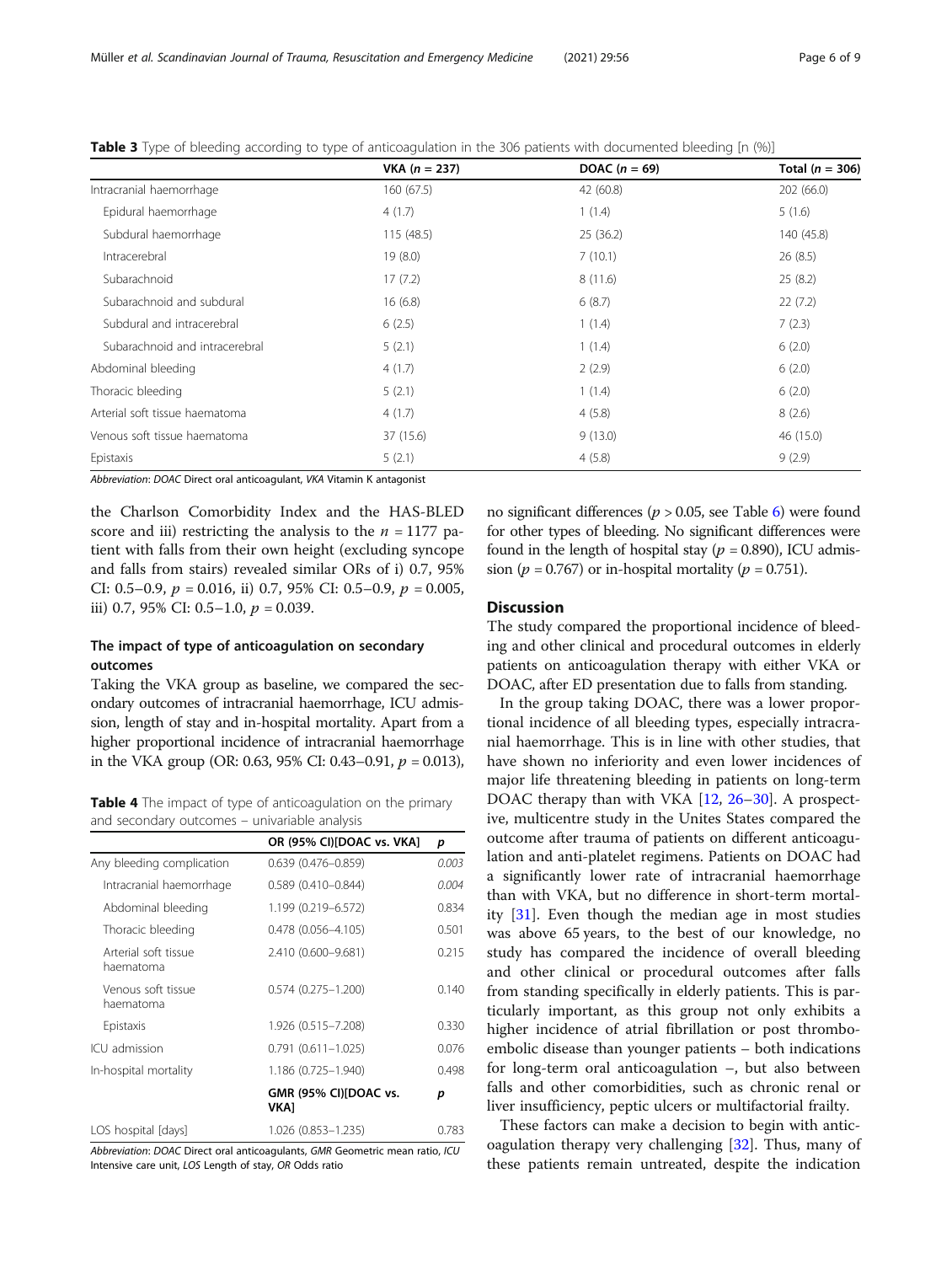**Table 3** Type of bleeding according to type of anticoagulation in the 306 patients with documented bleeding [n (%)]

| | VKA ($n$ = 237) | DOAC ($n$ = 69) | Total ($n$ = 306) |
|---|---|---|---|
| Intracranial haemorrhage | 160 (67.5) | 42 (60.8) | 202 (66.0) |
| Epidural haemorrhage | 4 (1.7) | 1 (1.4) | 5 (1.6) |
| Subdural haemorrhage | 115 (48.5) | 25 (36.2) | 140 (45.8) |
| Intracerebral | 19 (8.0) | 7 (10.1) | 26 (8.5) |
| Subarachnoid | 17 (7.2) | 8 (11.6) | 25 (8.2) |
| Subarachnoid and subdural | 16 (6.8) | 6 (8.7) | 22 (7.2) |
| Subdural and intracerebral | 6 (2.5) | 1 (1.4) | 7 (2.3) |
| Subarachnoid and intracerebral | 5 (2.1) | 1 (1.4) | 6 (2.0) |
| Abdominal bleeding | 4 (1.7) | 2 (2.9) | 6 (2.0) |
| Thoracic bleeding | 5 (2.1) | 1 (1.4) | 6 (2.0) |
| Arterial soft tissue haematoma | 4 (1.7) | 4 (5.8) | 8 (2.6) |
| Venous soft tissue haematoma | 37 (15.6) | 9 (13.0) | 46 (15.0) |
| Epistaxis | 5 (2.1) | 4 (5.8) | 9 (2.9) |

*Abbreviation*: *DOAC* Direct oral anticoagulant, *VKA* Vitamin K antagonist

the Charlson Comorbidity Index and the HAS-BLED score and iii) restricting the analysis to the $n$ = 1177 patient with falls from their own height (excluding syncope and falls from stairs) revealed similar ORs of i) 0.7, 95% CI: 0.5–0.9, $p$ = 0.016, ii) 0.7, 95% CI: 0.5–0.9, $p$ = 0.005, iii) 0.7, 95% CI: 0.5–1.0, $p$ = 0.039.

### The impact of type of anticoagulation on secondary outcomes

Taking the VKA group as baseline, we compared the secondary outcomes of intracranial haemorrhage, ICU admission, length of stay and in-hospital mortality. Apart from a higher proportional incidence of intracranial haemorrhage in the VKA group (OR: 0.63, 95% CI: 0.43–0.91, $p$ = 0.013), no significant differences ($p$ > 0.05, see Table 6) were found for other types of bleeding. No significant differences were found in the length of hospital stay ($p$ = 0.890), ICU admission ($p$ = 0.767) or in-hospital mortality ($p$ = 0.751).

**Table 4** The impact of type of anticoagulation on the primary and secondary outcomes – univariable analysis

| | OR (95% CI)[DOAC vs. VKA] | $p$ |
|---|---|---|
| Any bleeding complication | 0.639 (0.476–0.859) | *0.003* |
| Intracranial haemorrhage | 0.589 (0.410–0.844) | *0.004* |
| Abdominal bleeding | 1.199 (0.219–6.572) | 0.834 |
| Thoracic bleeding | 0.478 (0.056–4.105) | 0.501 |
| Arterial soft tissue haematoma | 2.410 (0.600–9.681) | 0.215 |
| Venous soft tissue haematoma | 0.574 (0.275–1.200) | 0.140 |
| Epistaxis | 1.926 (0.515–7.208) | 0.330 |
| ICU admission | 0.791 (0.611–1.025) | 0.076 |
| In-hospital mortality | 1.186 (0.725–1.940) | 0.498 |
| | **GMR (95% CI)[DOAC vs. VKA]** | ***p*** |
| LOS hospital [days] | 1.026 (0.853–1.235) | 0.783 |

*Abbreviation*: *DOAC* Direct oral anticoagulants, *GMR* Geometric mean ratio, *ICU* Intensive care unit, *LOS* Length of stay, *OR* Odds ratio

## Discussion

The study compared the proportional incidence of bleeding and other clinical and procedural outcomes in elderly patients on anticoagulation therapy with either VKA or DOAC, after ED presentation due to falls from standing.

In the group taking DOAC, there was a lower proportional incidence of all bleeding types, especially intracranial haemorrhage. This is in line with other studies, that have shown no inferiority and even lower incidences of major life threatening bleeding in patients on long-term DOAC therapy than with VKA [12, 26–30]. A prospective, multicentre study in the Unites States compared the outcome after trauma of patients on different anticoagulation and anti-platelet regimens. Patients on DOAC had a significantly lower rate of intracranial haemorrhage than with VKA, but no difference in short-term mortality [31]. Even though the median age in most studies was above 65 years, to the best of our knowledge, no study has compared the incidence of overall bleeding and other clinical or procedural outcomes after falls from standing specifically in elderly patients. This is particularly important, as this group not only exhibits a higher incidence of atrial fibrillation or post thromboembolic disease than younger patients – both indications for long-term oral anticoagulation –, but also between falls and other comorbidities, such as chronic renal or liver insufficiency, peptic ulcers or multifactorial frailty.

These factors can make a decision to begin with anticoagulation therapy very challenging [32]. Thus, many of these patients remain untreated, despite the indication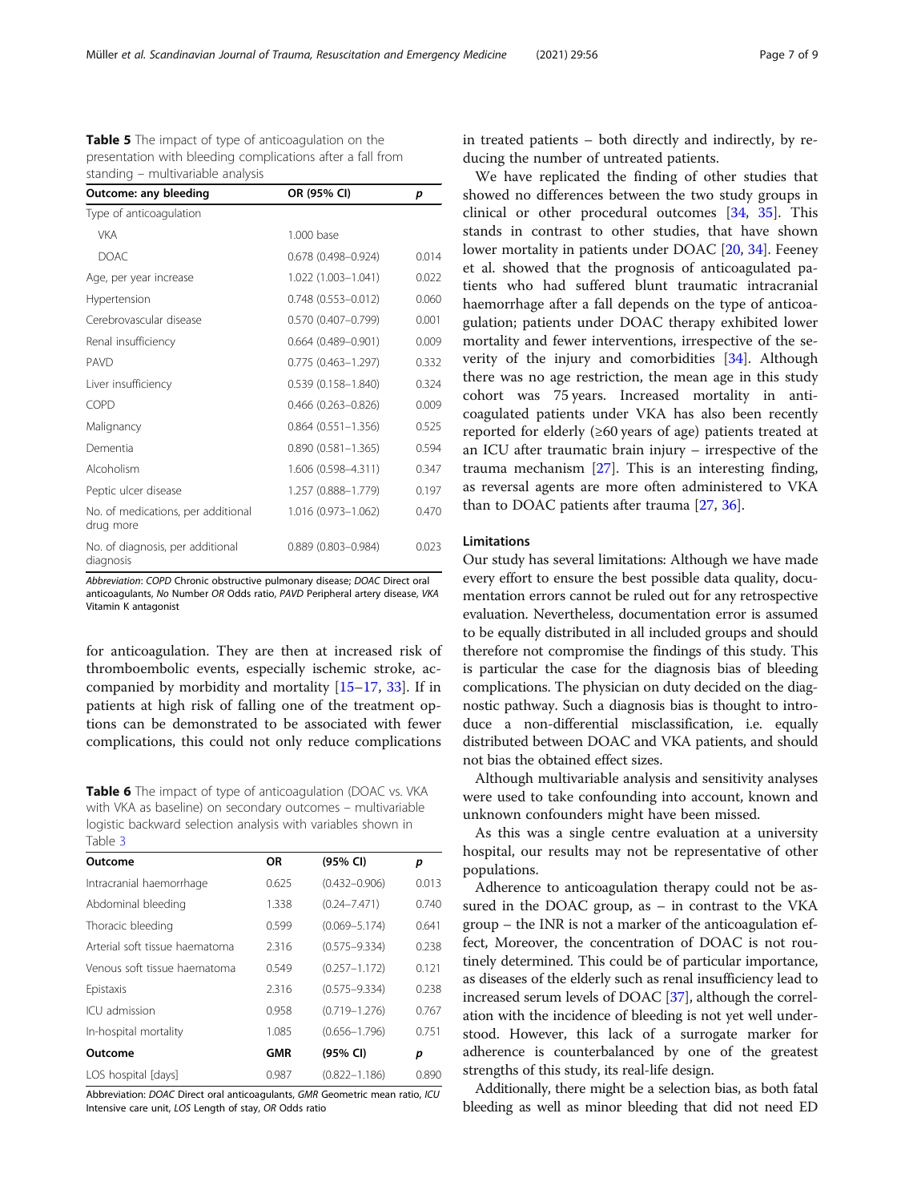**Table 5** The impact of type of anticoagulation on the presentation with bleeding complications after a fall from standing – multivariable analysis

| Outcome: any bleeding | OR (95% CI) | p |
|---|---|---|
| Type of anticoagulation | | |
| VKA | 1.000 base | |
| DOAC | 0.678 (0.498–0.924) | 0.014 |
| Age, per year increase | 1.022 (1.003–1.041) | 0.022 |
| Hypertension | 0.748 (0.553–0.012) | 0.060 |
| Cerebrovascular disease | 0.570 (0.407–0.799) | 0.001 |
| Renal insufficiency | 0.664 (0.489–0.901) | 0.009 |
| PAVD | 0.775 (0.463–1.297) | 0.332 |
| Liver insufficiency | 0.539 (0.158–1.840) | 0.324 |
| COPD | 0.466 (0.263–0.826) | 0.009 |
| Malignancy | 0.864 (0.551–1.356) | 0.525 |
| Dementia | 0.890 (0.581–1.365) | 0.594 |
| Alcoholism | 1.606 (0.598–4.311) | 0.347 |
| Peptic ulcer disease | 1.257 (0.888–1.779) | 0.197 |
| No. of medications, per additional drug more | 1.016 (0.973–1.062) | 0.470 |
| No. of diagnosis, per additional diagnosis | 0.889 (0.803–0.984) | 0.023 |

Abbreviation: *COPD* Chronic obstructive pulmonary disease; *DOAC* Direct oral anticoagulants, *No* Number *OR* Odds ratio, *PAVD* Peripheral artery disease, *VKA* Vitamin K antagonist

for anticoagulation. They are then at increased risk of thromboembolic events, especially ischemic stroke, accompanied by morbidity and mortality [15–17, 33]. If in patients at high risk of falling one of the treatment options can be demonstrated to be associated with fewer complications, this could not only reduce complications in treated patients – both directly and indirectly, by reducing the number of untreated patients.

**Table 6** The impact of type of anticoagulation (DOAC vs. VKA with VKA as baseline) on secondary outcomes – multivariable logistic backward selection analysis with variables shown in Table 3

| Outcome | OR | (95% CI) | p |
|---|---|---|---|
| Intracranial haemorrhage | 0.625 | (0.432–0.906) | 0.013 |
| Abdominal bleeding | 1.338 | (0.24–7.471) | 0.740 |
| Thoracic bleeding | 0.599 | (0.069–5.174) | 0.641 |
| Arterial soft tissue haematoma | 2.316 | (0.575–9.334) | 0.238 |
| Venous soft tissue haematoma | 0.549 | (0.257–1.172) | 0.121 |
| Epistaxis | 2.316 | (0.575–9.334) | 0.238 |
| ICU admission | 0.958 | (0.719–1.276) | 0.767 |
| In-hospital mortality | 1.085 | (0.656–1.796) | 0.751 |
| **Outcome** | **GMR** | **(95% CI)** | **p** |
| LOS hospital [days] | 0.987 | (0.822–1.186) | 0.890 |

Abbreviation: *DOAC* Direct oral anticoagulants, *GMR* Geometric mean ratio, *ICU* Intensive care unit, *LOS* Length of stay, *OR* Odds ratio

We have replicated the finding of other studies that showed no differences between the two study groups in clinical or other procedural outcomes [34, 35]. This stands in contrast to other studies, that have shown lower mortality in patients under DOAC [20, 34]. Feeney et al. showed that the prognosis of anticoagulated patients who had suffered blunt traumatic intracranial haemorrhage after a fall depends on the type of anticoagulation; patients under DOAC therapy exhibited lower mortality and fewer interventions, irrespective of the severity of the injury and comorbidities [34]. Although there was no age restriction, the mean age in this study cohort was 75 years. Increased mortality in anticoagulated patients under VKA has also been recently reported for elderly (≥60 years of age) patients treated at an ICU after traumatic brain injury – irrespective of the trauma mechanism [27]. This is an interesting finding, as reversal agents are more often administered to VKA than to DOAC patients after trauma [27, 36].

## Limitations

Our study has several limitations: Although we have made every effort to ensure the best possible data quality, documentation errors cannot be ruled out for any retrospective evaluation. Nevertheless, documentation error is assumed to be equally distributed in all included groups and should therefore not compromise the findings of this study. This is particular the case for the diagnosis bias of bleeding complications. The physician on duty decided on the diagnostic pathway. Such a diagnosis bias is thought to introduce a non-differential misclassification, i.e. equally distributed between DOAC and VKA patients, and should not bias the obtained effect sizes.

Although multivariable analysis and sensitivity analyses were used to take confounding into account, known and unknown confounders might have been missed.

As this was a single centre evaluation at a university hospital, our results may not be representative of other populations.

Adherence to anticoagulation therapy could not be assured in the DOAC group, as – in contrast to the VKA group – the INR is not a marker of the anticoagulation effect, Moreover, the concentration of DOAC is not routinely determined. This could be of particular importance, as diseases of the elderly such as renal insufficiency lead to increased serum levels of DOAC [37], although the correlation with the incidence of bleeding is not yet well understood. However, this lack of a surrogate marker for adherence is counterbalanced by one of the greatest strengths of this study, its real-life design.

Additionally, there might be a selection bias, as both fatal bleeding as well as minor bleeding that did not need ED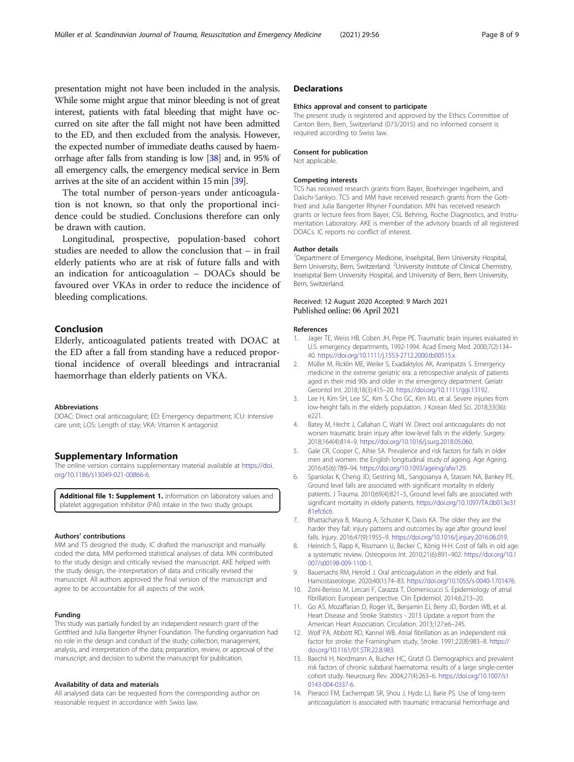presentation might not have been included in the analysis. While some might argue that minor bleeding is not of great interest, patients with fatal bleeding that might have occurred on site after the fall might not have been admitted to the ED, and then excluded from the analysis. However, the expected number of immediate deaths caused by haemorrhage after falls from standing is low [38] and, in 95% of all emergency calls, the emergency medical service in Bern arrives at the site of an accident within 15 min [39].

The total number of person-years under anticoagulation is not known, so that only the proportional incidence could be studied. Conclusions therefore can only be drawn with caution.

Longitudinal, prospective, population-based cohort studies are needed to allow the conclusion that – in frail elderly patients who are at risk of future falls and with an indication for anticoagulation – DOACs should be favoured over VKAs in order to reduce the incidence of bleeding complications.

## Conclusion

Elderly, anticoagulated patients treated with DOAC at the ED after a fall from standing have a reduced proportional incidence of overall bleedings and intracranial haemorrhage than elderly patients on VKA.

#### Abbreviations

DOAC: Direct oral anticoagulant; ED: Emergency department; ICU: Intensive care unit; LOS: Length of stay; VKA: Vitamin K antagonist

## Supplementary Information

The online version contains supplementary material available at https://doi.org/10.1186/s13049-021-00866-6.

**Additional file 1: Supplement 1.** Information on laboratory values and platelet aggregation inhibitor (PAI) intake in the two study groups

#### Authors' contributions

MM and TS designed the study, IC drafted the manuscript and manually coded the data, MM performed statistical analyses of data. MN contributed to the study design and critically revised the manuscript. AKE helped with the study design, the interpretation of data and critically revised the manuscript. All authors approved the final version of the manuscript and agree to be accountable for all aspects of the work.

#### Funding

This study was partially funded by an independent research grant of the Gottfried and Julia Bangerter Rhyner Foundation. The funding organisation had no role in the design and conduct of the study; collection, management, analysis, and interpretation of the data; preparation, review, or approval of the manuscript; and decision to submit the manuscript for publication.

#### Availability of data and materials

All analysed data can be requested from the corresponding author on reasonable request in accordance with Swiss law.

## Declarations

#### Ethics approval and consent to participate

The present study is registered and approved by the Ethics Committee of Canton Bern, Bern, Switzerland (073/2015) and no informed consent is required according to Swiss law.

#### Consent for publication

Not applicable.

#### Competing interests

TCS has received research grants from Bayer, Boehringer Ingelheim, and Daiichi-Sankyo. TCS and MM have received research grants from the Gottfried and Julia Bangerter Rhyner Foundation. MN has received research grants or lecture fees from Bayer, CSL Behring, Roche Diagnostics, and Instrumentation Laboratory. AKE is member of the advisory boards of all registered DOACs. IC reports no conflict of interest.

#### Author details

[1]Department of Emergency Medicine, Inselspital, Bern University Hospital, Bern University, Bern, Switzerland. [2]University Institute of Clinical Chemistry, Inselspital Bern University Hospital, and University of Bern, Bern University, Bern, Switzerland.

Received: 12 August 2020 Accepted: 9 March 2021
Published online: 06 April 2021

#### References

1. Jager TE, Weiss HB, Coben JH, Pepe PE. Traumatic brain injuries evaluated in U.S. emergency departments, 1992-1994. Acad Emerg Med. 2000;7(2):134–40. https://doi.org/10.1111/j.1553-2712.2000.tb00515.x.
2. Müller M, Ricklin ME, Weiler S, Exadaktylos AK, Arampatzis S. Emergency medicine in the extreme geriatric era: a retrospective analysis of patients aged in their mid 90s and older in the emergency department. Geriatr Gerontol Int. 2018;18(3):415–20. https://doi.org/10.1111/ggi.13192.
3. Lee H, Kim SH, Lee SC, Kim S, Cho GC, Kim MJ, et al. Severe injuries from low-height falls in the elderly population. J Korean Med Sci. 2018;33(36):e221.
4. Batey M, Hecht J, Callahan C, Wahl W. Direct oral anticoagulants do not worsen traumatic brain injury after low-level falls in the elderly. Surgery. 2018;164(4):814–9. https://doi.org/10.1016/j.surg.2018.05.060.
5. Gale CR, Cooper C, Aihie SA. Prevalence and risk factors for falls in older men and women: the English longitudinal study of ageing. Age Ageing. 2016;45(6):789–94. https://doi.org/10.1093/ageing/afw129.
6. Spaniolas K, Cheng JD, Gestring ML, Sangosanya A, Stassen NA, Bankey PE. Ground level falls are associated with significant mortality in elderly patients. J Trauma. 2010;69(4):821–5, Ground level falls are associated with significant mortality in elderly patients. https://doi.org/10.1097/TA.0b013e3181efc6c6.
7. Bhattacharya B, Maung A, Schuster K, Davis KA. The older they are the harder they fall: injury patterns and outcomes by age after ground level falls. Injury. 2016;47(9):1955–9. https://doi.org/10.1016/j.injury.2016.06.019.
8. Heinrich S, Rapp K, Rissmann U, Becker C, König H-H. Cost of falls in old age: a systematic review. Osteoporos Int. 2010;21(6):891–902. https://doi.org/10.1007/s00198-009-1100-1.
9. Bauersachs RM, Herold J. Oral anticoagulation in the elderly and frail. Hamostaseologie. 2020;40(1):74–83. https://doi.org/10.1055/s-0040-1701476.
10. Zoni-Berisso M, Lercari F, Carazza T, Domenicucci S. Epidemiology of atrial fibrillation: European perspective. Clin Epidemiol. 2014;6:213–20.
11. Go AS, Mozaffarian D, Roger VL, Benjamin EJ, Berry JD, Borden WB, et al. Heart Disease and Stroke Statistics - 2013 Update: a report from the American Heart Association. Circulation. 2013;127:e6–245.
12. Wolf PA, Abbott RD, Kannel WB. Atrial fibrillation as an independent risk factor for stroke: the Framingham study. Stroke. 1991;22(8):983–8. https://doi.org/10.1161/01.STR.22.8.983.
13. Baechli H, Nordmann A, Bucher HC, Gratzl O. Demographics and prevalent risk factors of chronic subdural haematoma: results of a large single-center cohort study. Neurosurg Rev. 2004;27(4):263–6. https://doi.org/10.1007/s10143-004-0337-6.
14. Pieracci FM, Eachempati SR, Shou J, Hydo LJ, Barie PS. Use of long-term anticoagulation is associated with traumatic intracranial hemorrhage and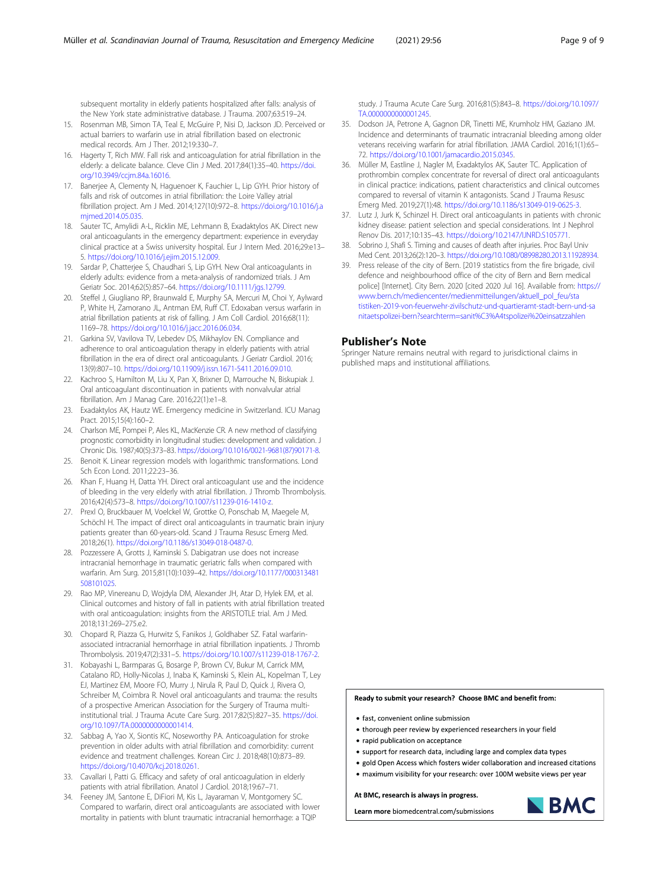subsequent mortality in elderly patients hospitalized after falls: analysis of the New York state administrative database. J Trauma. 2007;63:519–24.

15. Rosenman MB, Simon TA, Teal E, McGuire P, Nisi D, Jackson JD. Perceived or actual barriers to warfarin use in atrial fibrillation based on electronic medical records. Am J Ther. 2012;19:330–7.
16. Hagerty T, Rich MW. Fall risk and anticoagulation for atrial fibrillation in the elderly: a delicate balance. Cleve Clin J Med. 2017;84(1):35–40. https://doi.org/10.3949/ccjm.84a.16016.
17. Banerjee A, Clementy N, Haguenoer K, Fauchier L, Lip GYH. Prior history of falls and risk of outcomes in atrial fibrillation: the Loire Valley atrial fibrillation project. Am J Med. 2014;127(10):972–8. https://doi.org/10.1016/j.amjmed.2014.05.035.
18. Sauter TC, Amylidi A-L, Ricklin ME, Lehmann B, Exadaktylos AK. Direct new oral anticoagulants in the emergency department: experience in everyday clinical practice at a Swiss university hospital. Eur J Intern Med. 2016;29:e13–5. https://doi.org/10.1016/j.ejim.2015.12.009.
19. Sardar P, Chatterjee S, Chaudhari S, Lip GYH. New Oral anticoagulants in elderly adults: evidence from a meta-analysis of randomized trials. J Am Geriatr Soc. 2014;62(5):857–64. https://doi.org/10.1111/jgs.12799.
20. Steffel J, Giugliano RP, Braunwald E, Murphy SA, Mercuri M, Choi Y, Aylward P, White H, Zamorano JL, Antman EM, Ruff CT. Edoxaban versus warfarin in atrial fibrillation patients at risk of falling. J Am Coll Cardiol. 2016;68(11):1169–78. https://doi.org/10.1016/j.jacc.2016.06.034.
21. Garkina SV, Vavilova TV, Lebedev DS, Mikhaylov EN. Compliance and adherence to oral anticoagulation therapy in elderly patients with atrial fibrillation in the era of direct oral anticoagulants. J Geriatr Cardiol. 2016;13(9):807–10. https://doi.org/10.11909/j.issn.1671-5411.2016.09.010.
22. Kachroo S, Hamilton M, Liu X, Pan X, Brixner D, Marrouche N, Biskupiak J. Oral anticoagulant discontinuation in patients with nonvalvular atrial fibrillation. Am J Manag Care. 2016;22(1):e1–8.
23. Exadaktylos AK, Hautz WE. Emergency medicine in Switzerland. ICU Manag Pract. 2015;15(4):160–2.
24. Charlson ME, Pompei P, Ales KL, MacKenzie CR. A new method of classifying prognostic comorbidity in longitudinal studies: development and validation. J Chronic Dis. 1987;40(5):373–83. https://doi.org/10.1016/0021-9681(87)90171-8.
25. Benoit K. Linear regression models with logarithmic transformations. Lond Sch Econ Lond. 2011;22:23–36.
26. Khan F, Huang H, Datta YH. Direct oral anticoagulant use and the incidence of bleeding in the very elderly with atrial fibrillation. J Thromb Thrombolysis. 2016;42(4):573–8. https://doi.org/10.1007/s11239-016-1410-z.
27. Prexl O, Bruckbauer M, Voelckel W, Grottke O, Ponschab M, Maegele M, Schöchl H. The impact of direct oral anticoagulants in traumatic brain injury patients greater than 60-years-old. Scand J Trauma Resusc Emerg Med. 2018;26(1). https://doi.org/10.1186/s13049-018-0487-0.
28. Pozzessere A, Grotts J, Kaminski S. Dabigatran use does not increase intracranial hemorrhage in traumatic geriatric falls when compared with warfarin. Am Surg. 2015;81(10):1039–42. https://doi.org/10.1177/000313481508101025.
29. Rao MP, Vinereanu D, Wojdyla DM, Alexander JH, Atar D, Hylek EM, et al. Clinical outcomes and history of fall in patients with atrial fibrillation treated with oral anticoagulation: insights from the ARISTOTLE trial. Am J Med. 2018;131:269–275.e2.
30. Chopard R, Piazza G, Hurwitz S, Fanikos J, Goldhaber SZ. Fatal warfarin-associated intracranial hemorrhage in atrial fibrillation inpatients. J Thromb Thrombolysis. 2019;47(2):331–5. https://doi.org/10.1007/s11239-018-1767-2.
31. Kobayashi L, Barmparas G, Bosarge P, Brown CV, Bukur M, Carrick MM, Catalano RD, Holly-Nicolas J, Inaba K, Kaminski S, Klein AL, Kopelman T, Ley EJ, Martinez EM, Moore FO, Murry J, Nirula R, Paul D, Quick J, Rivera O, Schreiber M, Coimbra R. Novel oral anticoagulants and trauma: the results of a prospective American Association for the Surgery of Trauma multi-institutional trial. J Trauma Acute Care Surg. 2017;82(5):827–35. https://doi.org/10.1097/TA.0000000000001414.
32. Sabbag A, Yao X, Siontis KC, Noseworthy PA. Anticoagulation for stroke prevention in older adults with atrial fibrillation and comorbidity: current evidence and treatment challenges. Korean Circ J. 2018;48(10):873–89. https://doi.org/10.4070/kcj.2018.0261.
33. Cavallari I, Patti G. Efficacy and safety of oral anticoagulation in elderly patients with atrial fibrillation. Anatol J Cardiol. 2018;19:67–71.
34. Feeney JM, Santone E, DiFiori M, Kis L, Jayaraman V, Montgomery SC. Compared to warfarin, direct oral anticoagulants are associated with lower mortality in patients with blunt traumatic intracranial hemorrhage: a TQIP study. J Trauma Acute Care Surg. 2016;81(5):843–8. https://doi.org/10.1097/TA.0000000000001245.
35. Dodson JA, Petrone A, Gagnon DR, Tinetti ME, Krumholz HM, Gaziano JM. Incidence and determinants of traumatic intracranial bleeding among older veterans receiving warfarin for atrial fibrillation. JAMA Cardiol. 2016;1(1):65–72. https://doi.org/10.1001/jamacardio.2015.0345.
36. Müller M, Eastline J, Nagler M, Exadaktylos AK, Sauter TC. Application of prothrombin complex concentrate for reversal of direct oral anticoagulants in clinical practice: indications, patient characteristics and clinical outcomes compared to reversal of vitamin K antagonists. Scand J Trauma Resusc Emerg Med. 2019;27(1):48. https://doi.org/10.1186/s13049-019-0625-3.
37. Lutz J, Jurk K, Schinzel H. Direct oral anticoagulants in patients with chronic kidney disease: patient selection and special considerations. Int J Nephrol Renov Dis. 2017;10:135–43. https://doi.org/10.2147/IJNRD.S105771.
38. Sobrino J, Shafi S. Timing and causes of death after injuries. Proc Bayl Univ Med Cent. 2013;26(2):120–3. https://doi.org/10.1080/08998280.2013.11928934.
39. Press release of the city of Bern. [2019 statistics from the fire brigade, civil defence and neighbourhood office of the city of Bern and Bern medical police] [Internet]. City Bern. 2020 [cited 2020 Jul 16]. Available from: https://www.bern.ch/mediencenter/medienmitteilungen/aktuell_pol_feu/statistiken-2019-von-feuerwehr-zivilschutz-und-quartieramt-stadt-bern-und-sanitaetspolizei-bern?searchterm=sanit%C3%A4tspolizei%20einsatzzahlen

## Publisher's Note

Springer Nature remains neutral with regard to jurisdictional claims in published maps and institutional affiliations.

**Ready to submit your research? Choose BMC and benefit from:**

- fast, convenient online submission
- thorough peer review by experienced researchers in your field
- rapid publication on acceptance
- support for research data, including large and complex data types
- gold Open Access which fosters wider collaboration and increased citations
- maximum visibility for your research: over 100M website views per year

**At BMC, research is always in progress.**

**Learn more** biomedcentral.com/submissions

BMC